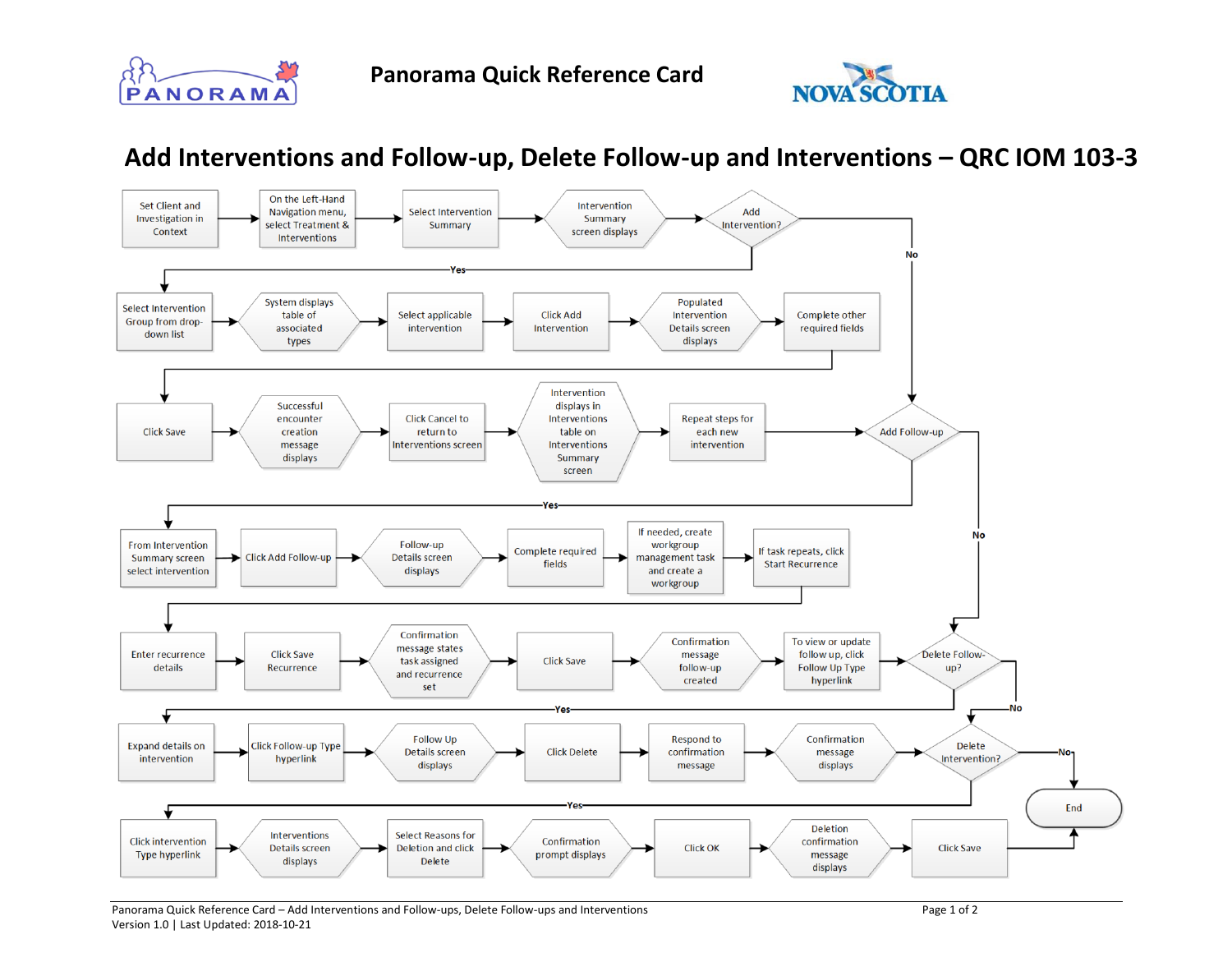Panorama Quick Reference Card

# Add Interventions and Follow-up, Delete Follow-up and Interventions – QRC IOM 103-3

1. Set Client and Investigation in Context
2. On the Left-Hand Navigation menu, select Treatment & Interventions
3. Select Intervention Summary
4. Intervention Summary screen displays
5. **Add Intervention?**
   - **No** → go to **Add Follow-up**
   - **Yes** →
     1. Select Intervention Group from drop-down list
     2. System displays table of associated types
     3. Select applicable intervention
     4. Click Add Intervention
     5. Populated Intervention Details screen displays
     6. Complete other required fields
     7. Click Save
     8. Successful encounter creation message displays
     9. Click Cancel to return to Interventions screen
     10. Intervention displays in Interventions table on Interventions Summary screen
     11. Repeat steps for each new intervention
6. **Add Follow-up**
   - **No** → go to **Delete Follow-up?**
   - **Yes** →
     1. From Intervention Summary screen select intervention
     2. Click Add Follow-up
     3. Follow-up Details screen displays
     4. Complete required fields
     5. If needed, create workgroup management task and create a workgroup
     6. If task repeats, click Start Recurrence
     7. Enter recurrence details
     8. Click Save Recurrence
     9. Confirmation message states task assigned and recurrence set
     10. Click Save
     11. Confirmation message follow-up created
     12. To view or update follow up, click Follow Up Type hyperlink
7. **Delete Follow-up?**
   - **No** → go to **Delete Intervention?**
   - **Yes** →
     1. Expand details on intervention
     2. Click Follow-up Type hyperlink
     3. Follow Up Details screen displays
     4. Click Delete
     5. Respond to confirmation message
     6. Confirmation message displays
8. **Delete Intervention?**
   - **No** → **End**
   - **Yes** →
     1. Click intervention Type hyperlink
     2. Interventions Details screen displays
     3. Select Reasons for Deletion and click Delete
     4. Confirmation prompt displays
     5. Click OK
     6. Deletion confirmation message displays
     7. Click Save
     8. **End**

Panorama Quick Reference Card – Add Interventions and Follow-ups, Delete Follow-ups and Interventions

Version 1.0 | Last Updated: 2018-10-21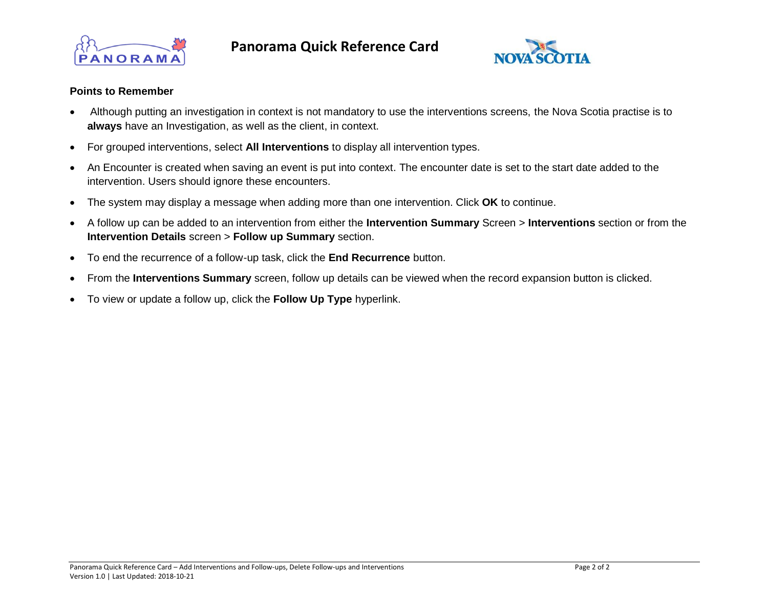### Points to Remember

- Although putting an investigation in context is not mandatory to use the interventions screens, the Nova Scotia practise is to **always** have an Investigation, as well as the client, in context.
- For grouped interventions, select **All Interventions** to display all intervention types.
- An Encounter is created when saving an event is put into context. The encounter date is set to the start date added to the intervention. Users should ignore these encounters.
- The system may display a message when adding more than one intervention. Click **OK** to continue.
- A follow up can be added to an intervention from either the **Intervention Summary** Screen > **Interventions** section or from the **Intervention Details** screen > **Follow up Summary** section.
- To end the recurrence of a follow-up task, click the **End Recurrence** button.
- From the **Interventions Summary** screen, follow up details can be viewed when the record expansion button is clicked.
- To view or update a follow up, click the **Follow Up Type** hyperlink.